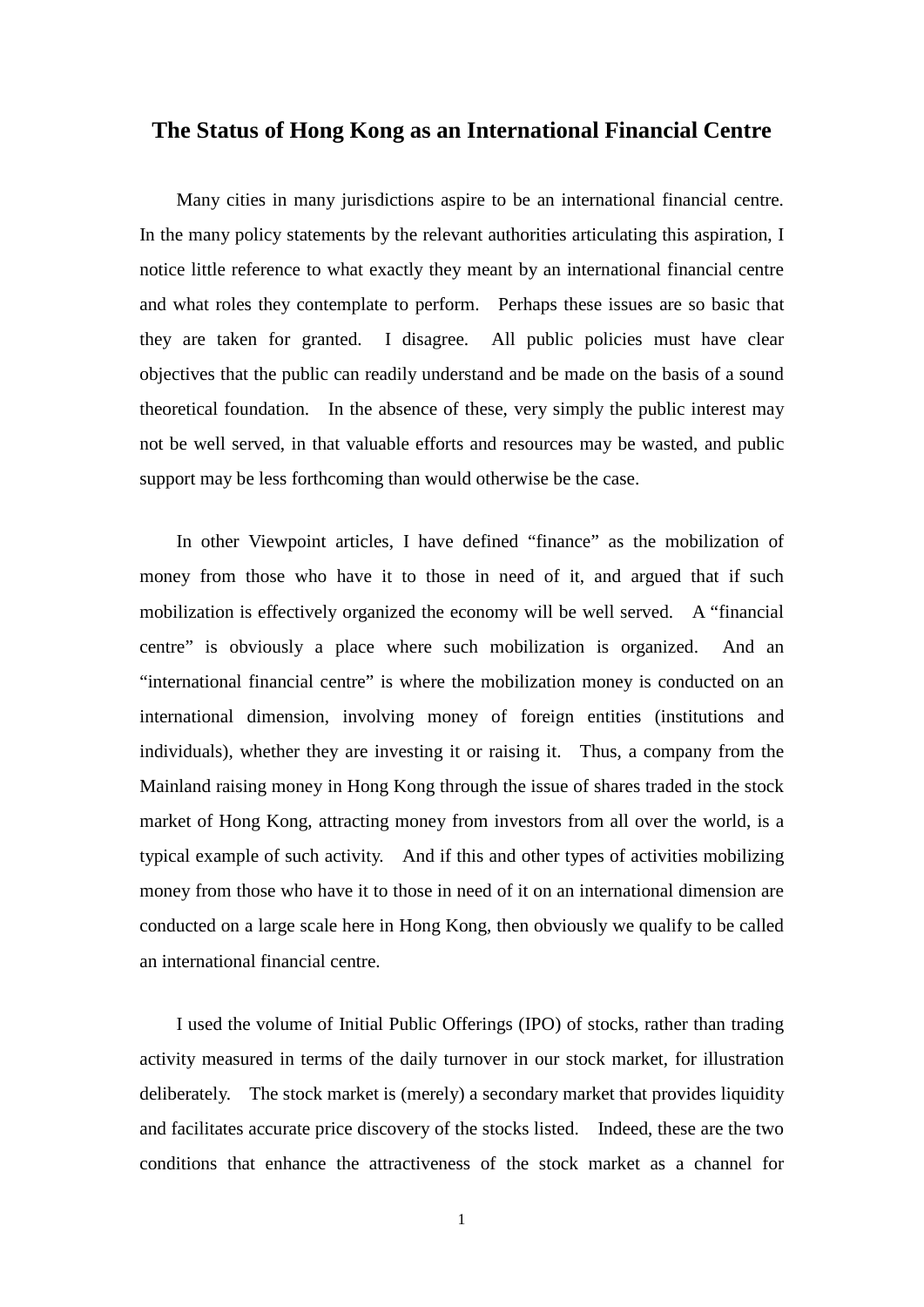# The Status of Hong Kong as an International Financial Centre

Many cities in many jurisdictions aspire to be an international financial centre. In the many policy statements by the relevant authorities articulating this aspiration, I notice little reference to what exactly they meant by an international financial centre and what roles they contemplate to perform. Perhaps these issues are so basic that they are taken for granted. I disagree. All public policies must have clear objectives that the public can readily understand and be made on the basis of a sound theoretical foundation. In the absence of these, very simply the public interest may not be well served, in that valuable efforts and resources may be wasted, and public support may be less forthcoming than would otherwise be the case.

In other Viewpoint articles, I have defined "finance" as the mobilization of money from those who have it to those in need of it, and argued that if such mobilization is effectively organized the economy will be well served. A "financial centre" is obviously a place where such mobilization is organized. And an "international financial centre" is where the mobilization money is conducted on an international dimension, involving money of foreign entities (institutions and individuals), whether they are investing it or raising it. Thus, a company from the Mainland raising money in Hong Kong through the issue of shares traded in the stock market of Hong Kong, attracting money from investors from all over the world, is a typical example of such activity. And if this and other types of activities mobilizing money from those who have it to those in need of it on an international dimension are conducted on a large scale here in Hong Kong, then obviously we qualify to be called an international financial centre.

I used the volume of Initial Public Offerings (IPO) of stocks, rather than trading activity measured in terms of the daily turnover in our stock market, for illustration deliberately. The stock market is (merely) a secondary market that provides liquidity and facilitates accurate price discovery of the stocks listed. Indeed, these are the two conditions that enhance the attractiveness of the stock market as a channel for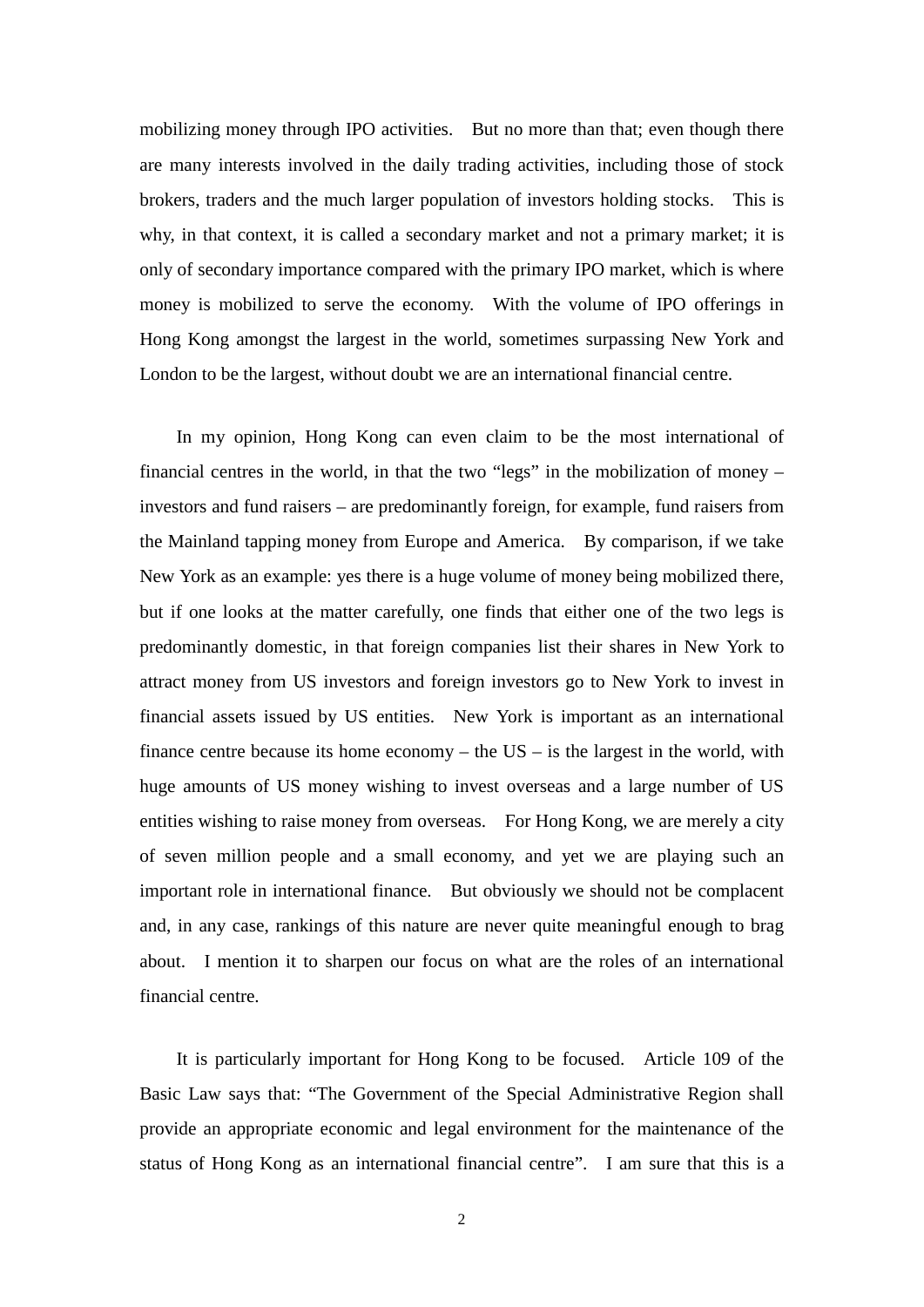mobilizing money through IPO activities. But no more than that; even though there are many interests involved in the daily trading activities, including those of stock brokers, traders and the much larger population of investors holding stocks. This is why, in that context, it is called a secondary market and not a primary market; it is only of secondary importance compared with the primary IPO market, which is where money is mobilized to serve the economy. With the volume of IPO offerings in Hong Kong amongst the largest in the world, sometimes surpassing New York and London to be the largest, without doubt we are an international financial centre.

In my opinion, Hong Kong can even claim to be the most international of financial centres in the world, in that the two "legs" in the mobilization of money – investors and fund raisers – are predominantly foreign, for example, fund raisers from the Mainland tapping money from Europe and America. By comparison, if we take New York as an example: yes there is a huge volume of money being mobilized there, but if one looks at the matter carefully, one finds that either one of the two legs is predominantly domestic, in that foreign companies list their shares in New York to attract money from US investors and foreign investors go to New York to invest in financial assets issued by US entities. New York is important as an international finance centre because its home economy – the US – is the largest in the world, with huge amounts of US money wishing to invest overseas and a large number of US entities wishing to raise money from overseas. For Hong Kong, we are merely a city of seven million people and a small economy, and yet we are playing such an important role in international finance. But obviously we should not be complacent and, in any case, rankings of this nature are never quite meaningful enough to brag about. I mention it to sharpen our focus on what are the roles of an international financial centre.

It is particularly important for Hong Kong to be focused. Article 109 of the Basic Law says that: "The Government of the Special Administrative Region shall provide an appropriate economic and legal environment for the maintenance of the status of Hong Kong as an international financial centre". I am sure that this is a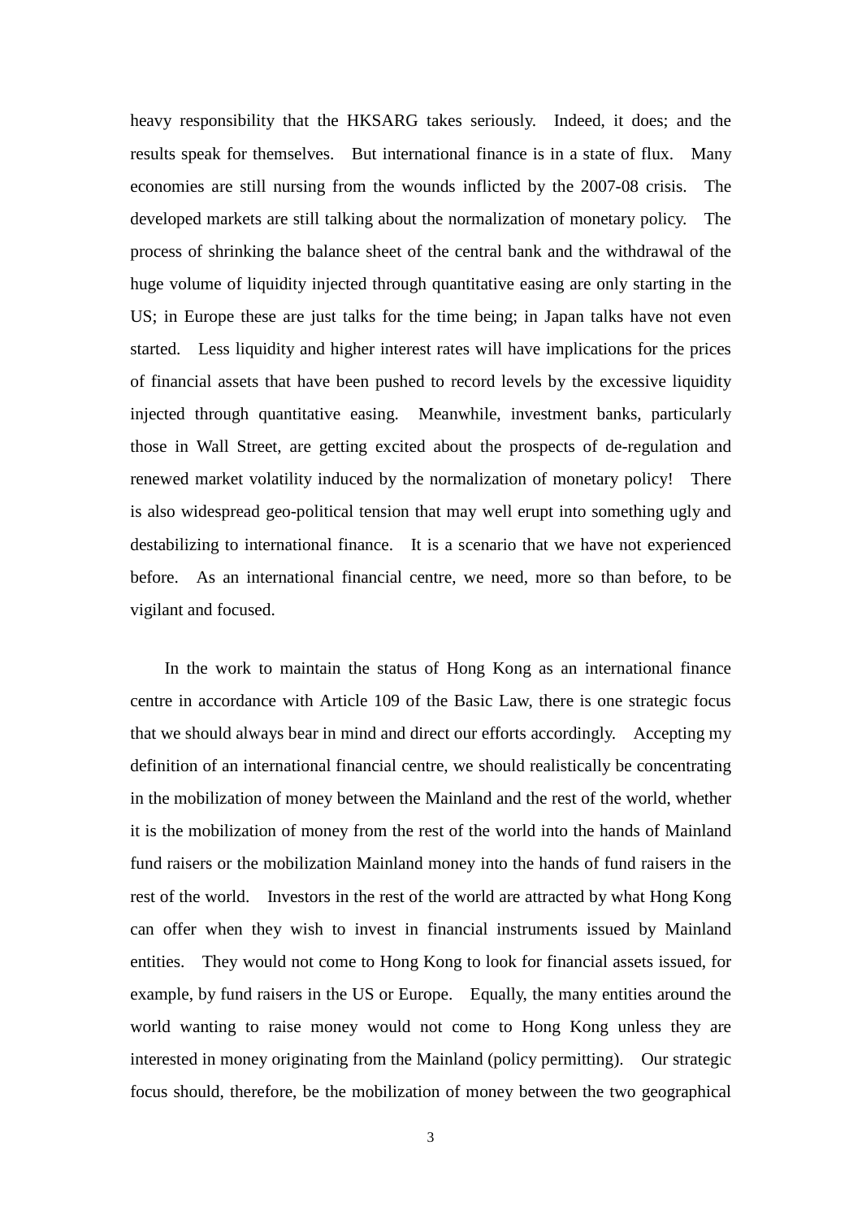heavy responsibility that the HKSARG takes seriously. Indeed, it does; and the results speak for themselves. But international finance is in a state of flux. Many economies are still nursing from the wounds inflicted by the 2007-08 crisis. The developed markets are still talking about the normalization of monetary policy. The process of shrinking the balance sheet of the central bank and the withdrawal of the huge volume of liquidity injected through quantitative easing are only starting in the US; in Europe these are just talks for the time being; in Japan talks have not even started. Less liquidity and higher interest rates will have implications for the prices of financial assets that have been pushed to record levels by the excessive liquidity injected through quantitative easing. Meanwhile, investment banks, particularly those in Wall Street, are getting excited about the prospects of de-regulation and renewed market volatility induced by the normalization of monetary policy! There is also widespread geo-political tension that may well erupt into something ugly and destabilizing to international finance. It is a scenario that we have not experienced before. As an international financial centre, we need, more so than before, to be vigilant and focused.

In the work to maintain the status of Hong Kong as an international finance centre in accordance with Article 109 of the Basic Law, there is one strategic focus that we should always bear in mind and direct our efforts accordingly. Accepting my definition of an international financial centre, we should realistically be concentrating in the mobilization of money between the Mainland and the rest of the world, whether it is the mobilization of money from the rest of the world into the hands of Mainland fund raisers or the mobilization Mainland money into the hands of fund raisers in the rest of the world. Investors in the rest of the world are attracted by what Hong Kong can offer when they wish to invest in financial instruments issued by Mainland entities. They would not come to Hong Kong to look for financial assets issued, for example, by fund raisers in the US or Europe. Equally, the many entities around the world wanting to raise money would not come to Hong Kong unless they are interested in money originating from the Mainland (policy permitting). Our strategic focus should, therefore, be the mobilization of money between the two geographical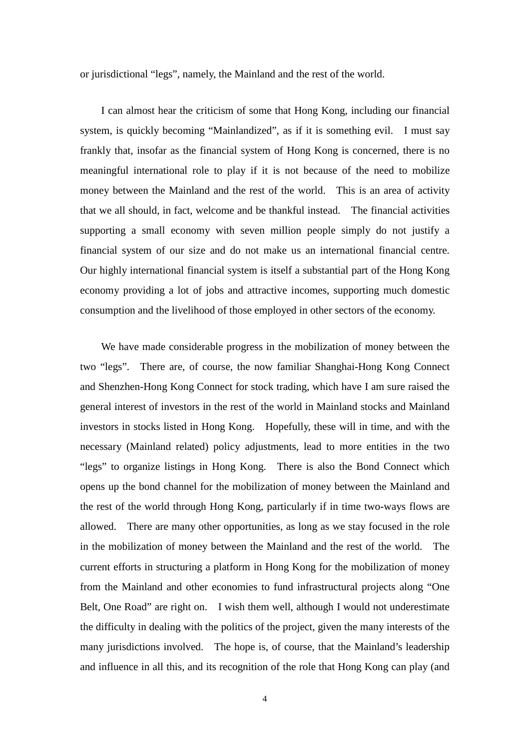or jurisdictional "legs", namely, the Mainland and the rest of the world.

I can almost hear the criticism of some that Hong Kong, including our financial system, is quickly becoming "Mainlandized", as if it is something evil. I must say frankly that, insofar as the financial system of Hong Kong is concerned, there is no meaningful international role to play if it is not because of the need to mobilize money between the Mainland and the rest of the world. This is an area of activity that we all should, in fact, welcome and be thankful instead. The financial activities supporting a small economy with seven million people simply do not justify a financial system of our size and do not make us an international financial centre. Our highly international financial system is itself a substantial part of the Hong Kong economy providing a lot of jobs and attractive incomes, supporting much domestic consumption and the livelihood of those employed in other sectors of the economy.

We have made considerable progress in the mobilization of money between the two "legs". There are, of course, the now familiar Shanghai-Hong Kong Connect and Shenzhen-Hong Kong Connect for stock trading, which have I am sure raised the general interest of investors in the rest of the world in Mainland stocks and Mainland investors in stocks listed in Hong Kong. Hopefully, these will in time, and with the necessary (Mainland related) policy adjustments, lead to more entities in the two "legs" to organize listings in Hong Kong. There is also the Bond Connect which opens up the bond channel for the mobilization of money between the Mainland and the rest of the world through Hong Kong, particularly if in time two-ways flows are allowed. There are many other opportunities, as long as we stay focused in the role in the mobilization of money between the Mainland and the rest of the world. The current efforts in structuring a platform in Hong Kong for the mobilization of money from the Mainland and other economies to fund infrastructural projects along "One Belt, One Road" are right on. I wish them well, although I would not underestimate the difficulty in dealing with the politics of the project, given the many interests of the many jurisdictions involved. The hope is, of course, that the Mainland's leadership and influence in all this, and its recognition of the role that Hong Kong can play (and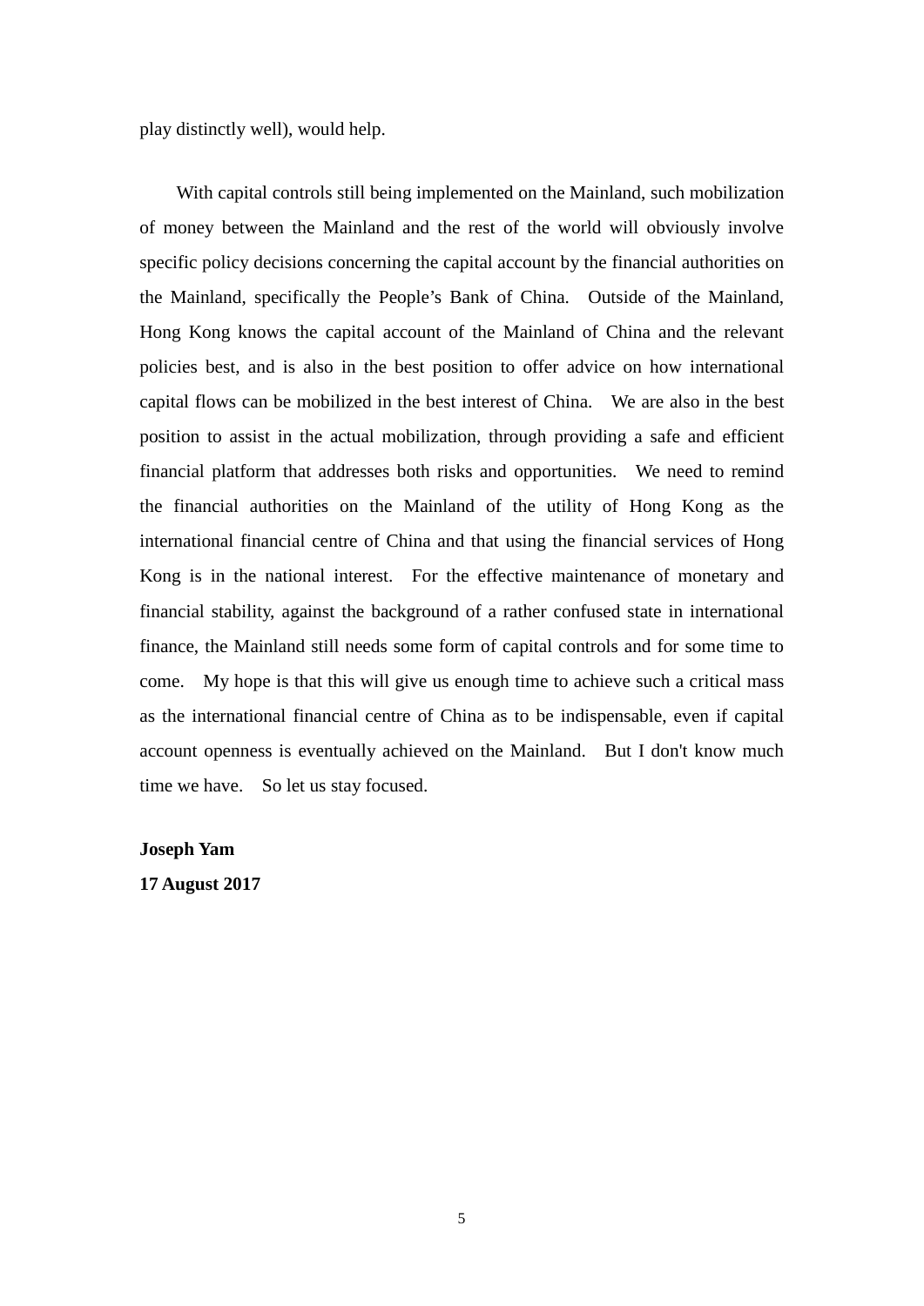play distinctly well), would help.

With capital controls still being implemented on the Mainland, such mobilization of money between the Mainland and the rest of the world will obviously involve specific policy decisions concerning the capital account by the financial authorities on the Mainland, specifically the People's Bank of China. Outside of the Mainland, Hong Kong knows the capital account of the Mainland of China and the relevant policies best, and is also in the best position to offer advice on how international capital flows can be mobilized in the best interest of China. We are also in the best position to assist in the actual mobilization, through providing a safe and efficient financial platform that addresses both risks and opportunities. We need to remind the financial authorities on the Mainland of the utility of Hong Kong as the international financial centre of China and that using the financial services of Hong Kong is in the national interest. For the effective maintenance of monetary and financial stability, against the background of a rather confused state in international finance, the Mainland still needs some form of capital controls and for some time to come. My hope is that this will give us enough time to achieve such a critical mass as the international financial centre of China as to be indispensable, even if capital account openness is eventually achieved on the Mainland. But I don't know much time we have. So let us stay focused.

**Joseph Yam**

**17 August 2017**